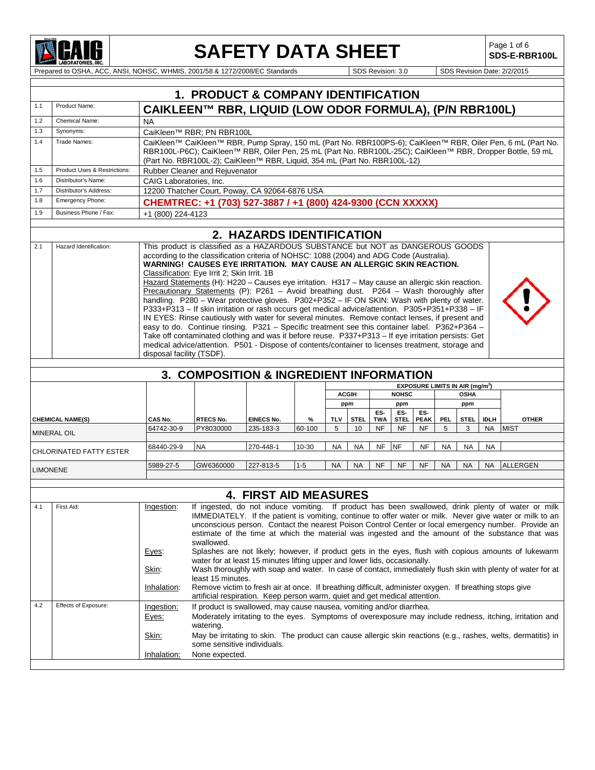# SAFETY DATA SHEET

SDS-E-RBR100L

Prepared to OSHA, ACC, ANSI, NOHSC, WHMIS, 2001/58 & 1272/2008/EC Standards | SDS Revision: 3.0 | SDS Revision Date: 2/2/2015

## 1. PRODUCT & COMPANY IDENTIFICATION

| | | |
|---|---|---|
| 1.1 | Product Name: | **CAIKLEEN™ RBR, LIQUID (LOW ODOR FORMULA), (P/N RBR100L)** |
| 1.2 | Chemical Name: | NA |
| 1.3 | Synonyms: | CaiKleen™ RBR; PN RBR100L |
| 1.4 | Trade Names: | CaiKleen™ CaiKleen™ RBR, Pump Spray, 150 mL (Part No. RBR100PS-6); CaiKleen™ RBR, Oiler Pen, 6 mL (Part No. RBR100L-P6C); CaiKleen™ RBR, Oiler Pen, 25 mL (Part No. RBR100L-25C); CaiKleen™ RBR, Dropper Bottle, 59 mL (Part No. RBR100L-2); CaiKleen™ RBR, Liquid, 354 mL (Part No. RBR100L-12) |
| 1.5 | Product Uses & Restrictions: | Rubber Cleaner and Rejuvenator |
| 1.6 | Distributor's Name: | CAIG Laboratories, Inc. |
| 1.7 | Distributor's Address: | 12200 Thatcher Court, Poway, CA 92064-6876 USA |
| 1.8 | Emergency Phone: | **CHEMTREC: +1 (703) 527-3887 / +1 (800) 424-9300 (CCN XXXXX)** |
| 1.9 | Business Phone / Fax: | +1 (800) 224-4123 |

## 2. HAZARDS IDENTIFICATION

2.1 Hazard Identification:

This product is classified as a HAZARDOUS SUBSTANCE but NOT as DANGEROUS GOODS according to the classification criteria of NOHSC: 1088 (2004) and ADG Code (Australia).
**WARNING! CAUSES EYE IRRITATION. MAY CAUSE AN ALLERGIC SKIN REACTION.**
Classification: Eye Irrit 2; Skin Irrit. 1B
Hazard Statements (H): H220 – Causes eye irritation. H317 – May cause an allergic skin reaction.
Precautionary Statements (P): P261 – Avoid breathing dust. P264 – Wash thoroughly after handling. P280 – Wear protective gloves. P302+P352 – IF ON SKIN: Wash with plenty of water. P333+P313 – If skin irritation or rash occurs get medical advice/attention. P305+P351+P338 – IF IN EYES: Rinse cautiously with water for several minutes. Remove contact lenses, if present and easy to do. Continue rinsing. P321 – Specific treatment see this container label. P362+P364 – Take off contaminated clothing and was it before reuse. P337+P313 – If eye irritation persists: Get medical advice/attention. P501 - Dispose of contents/container to licenses treatment, storage and disposal facility (TSDF).

## 3. COMPOSITION & INGREDIENT INFORMATION

| | | | | | EXPOSURE LIMITS IN AIR (mg/m$^3$) | | | | | | | | |
|---|---|---|---|---|---|---|---|---|---|---|---|---|---|
| | | | | | ACGIH | | NOHSC | | | OSHA | | | |
| | | | | | ppm | | ppm | | | ppm | | | |
| CHEMICAL NAME(S) | CAS No. | RTECS No. | EINECS No. | % | TLV | STEL | ES-TWA | ES-STEL | ES-PEAK | PEL | STEL | IDLH | OTHER |
| MINERAL OIL | 64742-30-9 | PY8030000 | 235-183-3 | 60-100 | 5 | 10 | NF | NF | NF | 5 | 3 | NA | MIST |
| CHLORINATED FATTY ESTER | 68440-29-9 | NA | 270-448-1 | 10-30 | NA | NA | NF | NF | NF | NA | NA | NA | |
| LIMONENE | 5989-27-5 | GW6360000 | 227-813-5 | 1-5 | NA | NA | NF | NF | NF | NA | NA | NA | ALLERGEN |

## 4. FIRST AID MEASURES

**4.1 First Aid:**

- Ingestion: If ingested, do not induce vomiting. If product has been swallowed, drink plenty of water or milk IMMEDIATELY. If the patient is vomiting, continue to offer water or milk. Never give water or milk to an unconscious person. Contact the nearest Poison Control Center or local emergency number. Provide an estimate of the time at which the material was ingested and the amount of the substance that was swallowed.
- Eyes: Splashes are not likely; however, if product gets in the eyes, flush with copious amounts of lukewarm water for at least 15 minutes lifting upper and lower lids, occasionally.
- Skin: Wash thoroughly with soap and water. In case of contact, immediately flush skin with plenty of water for at least 15 minutes.
- Inhalation: Remove victim to fresh air at once. If breathing difficult, administer oxygen. If breathing stops give artificial respiration. Keep person warm, quiet and get medical attention.

**4.2 Effects of Exposure:**

- Ingestion: If product is swallowed, may cause nausea, vomiting and/or diarrhea.
- Eyes: Moderately irritating to the eyes. Symptoms of overexposure may include redness, itching, irritation and watering.
- Skin: May be irritating to skin. The product can cause allergic skin reactions (e.g., rashes, welts, dermatitis) in some sensitive individuals.
- Inhalation: None expected.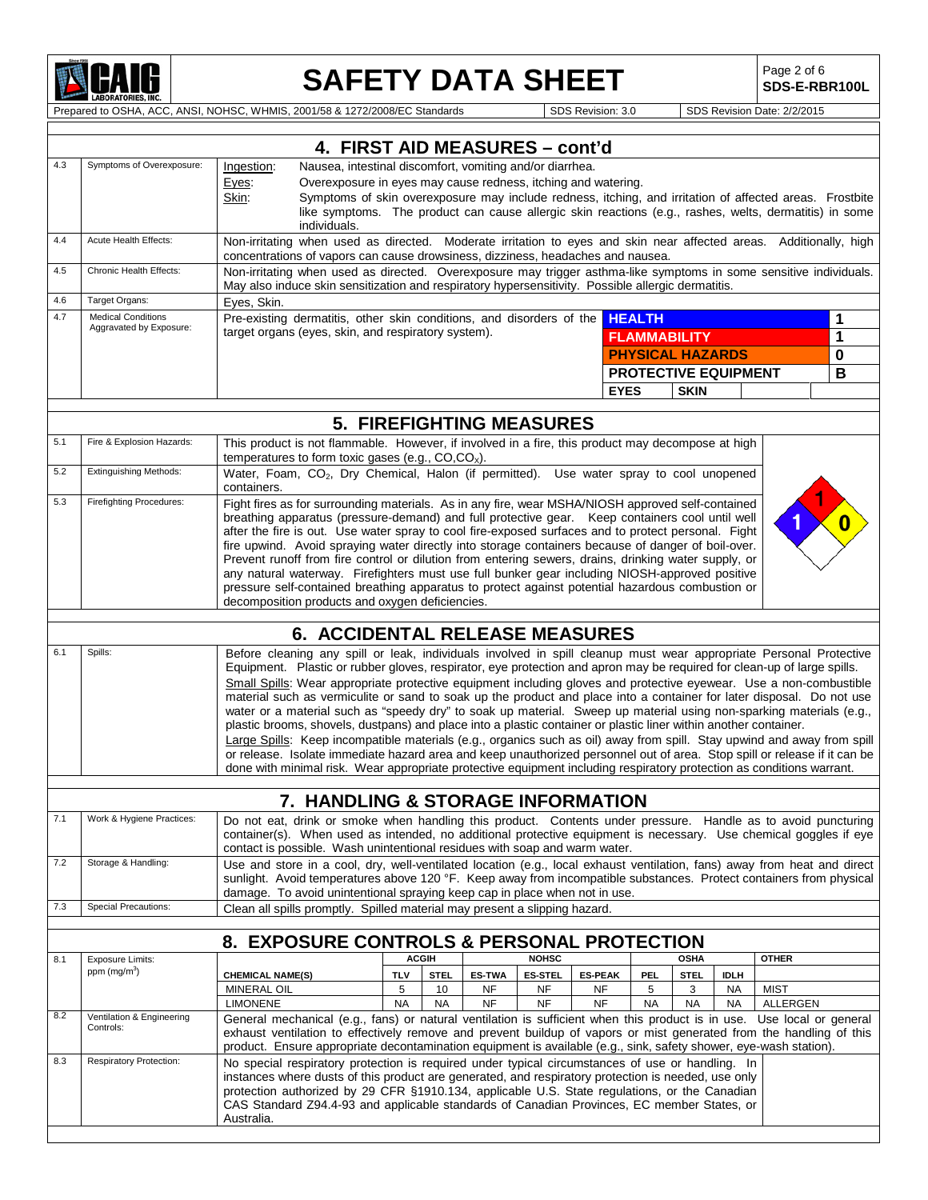## 4. FIRST AID MEASURES – cont'd

| | | |
|---|---|---|
| 4.3 | Symptoms of Overexposure: | Ingestion: Nausea, intestinal discomfort, vomiting and/or diarrhea.<br>Eyes: Overexposure in eyes may cause redness, itching and watering.<br>Skin: Symptoms of skin overexposure may include redness, itching, and irritation of affected areas. Frostbite like symptoms. The product can cause allergic skin reactions (e.g., rashes, welts, dermatitis) in some individuals. |
| 4.4 | Acute Health Effects: | Non-irritating when used as directed. Moderate irritation to eyes and skin near affected areas. Additionally, high concentrations of vapors can cause drowsiness, dizziness, headaches and nausea. |
| 4.5 | Chronic Health Effects: | Non-irritating when used as directed. Overexposure may trigger asthma-like symptoms in some sensitive individuals. May also induce skin sensitization and respiratory hypersensitivity. Possible allergic dermatitis. |
| 4.6 | Target Organs: | Eyes, Skin. |
| 4.7 | Medical Conditions Aggravated by Exposure: | Pre-existing dermatitis, other skin conditions, and disorders of the target organs (eyes, skin, and respiratory system). |

| | |
|---|---|
| HEALTH | 1 |
| FLAMMABILITY | 1 |
| PHYSICAL HAZARDS | 0 |
| PROTECTIVE EQUIPMENT | B |
| EYES | SKIN |

## 5. FIREFIGHTING MEASURES

| | | |
|---|---|---|
| 5.1 | Fire & Explosion Hazards: | This product is not flammable. However, if involved in a fire, this product may decompose at high temperatures to form toxic gases (e.g., $CO, CO_X$). |
| 5.2 | Extinguishing Methods: | Water, Foam, $CO_2$, Dry Chemical, Halon (if permitted). Use water spray to cool unopened containers. |
| 5.3 | Firefighting Procedures: | Fight fires as for surrounding materials. As in any fire, wear MSHA/NIOSH approved self-contained breathing apparatus (pressure-demand) and full protective gear. Keep containers cool until well after the fire is out. Use water spray to cool fire-exposed surfaces and to protect personal. Fight fire upwind. Avoid spraying water directly into storage containers because of danger of boil-over. Prevent runoff from fire control or dilution from entering sewers, drains, drinking water supply, or any natural waterway. Firefighters must use full bunker gear including NIOSH-approved positive pressure self-contained breathing apparatus to protect against potential hazardous combustion or decomposition products and oxygen deficiencies. |

NFPA: Health 1, Flammability 1, Reactivity 0

## 6. ACCIDENTAL RELEASE MEASURES

| | | |
|---|---|---|
| 6.1 | Spills: | Before cleaning any spill or leak, individuals involved in spill cleanup must wear appropriate Personal Protective Equipment. Plastic or rubber gloves, respirator, eye protection and apron may be required for clean-up of large spills.<br>Small Spills: Wear appropriate protective equipment including gloves and protective eyewear. Use a non-combustible material such as vermiculite or sand to soak up the product and place into a container for later disposal. Do not use water or a material such as "speedy dry" to soak up material. Sweep up material using non-sparking materials (e.g., plastic brooms, shovels, dustpans) and place into a plastic container or plastic liner within another container.<br>Large Spills: Keep incompatible materials (e.g., organics such as oil) away from spill. Stay upwind and away from spill or release. Isolate immediate hazard area and keep unauthorized personnel out of area. Stop spill or release if it can be done with minimal risk. Wear appropriate protective equipment including respiratory protection as conditions warrant. |

## 7. HANDLING & STORAGE INFORMATION

| | | |
|---|---|---|
| 7.1 | Work & Hygiene Practices: | Do not eat, drink or smoke when handling this product. Contents under pressure. Handle as to avoid puncturing container(s). When used as intended, no additional protective equipment is necessary. Use chemical goggles if eye contact is possible. Wash unintentional residues with soap and warm water. |
| 7.2 | Storage & Handling: | Use and store in a cool, dry, well-ventilated location (e.g., local exhaust ventilation, fans) away from heat and direct sunlight. Avoid temperatures above 120 °F. Keep away from incompatible substances. Protect containers from physical damage. To avoid unintentional spraying keep cap in place when not in use. |
| 7.3 | Special Precautions: | Clean all spills promptly. Spilled material may present a slipping hazard. |

## 8. EXPOSURE CONTROLS & PERSONAL PROTECTION

8.1 Exposure Limits: ppm ($mg/m^3$)

| | ACGIH | | NOHSC | | | OSHA | | | OTHER |
|---|---|---|---|---|---|---|---|---|---|
| CHEMICAL NAME(S) | TLV | STEL | ES-TWA | ES-STEL | ES-PEAK | PEL | STEL | IDLH | |
| MINERAL OIL | 5 | 10 | NF | NF | NF | 5 | 3 | NA | MIST |
| LIMONENE | NA | NA | NF | NF | NF | NA | NA | NA | ALLERGEN |

| | | |
|---|---|---|
| 8.2 | Ventilation & Engineering Controls: | General mechanical (e.g., fans) or natural ventilation is sufficient when this product is in use. Use local or general exhaust ventilation to effectively remove and prevent buildup of vapors or mist generated from the handling of this product. Ensure appropriate decontamination equipment is available (e.g., sink, safety shower, eye-wash station). |
| 8.3 | Respiratory Protection: | No special respiratory protection is required under typical circumstances of use or handling. In instances where dusts of this product are generated, and respiratory protection is needed, use only protection authorized by 29 CFR §1910.134, applicable U.S. State regulations, or the Canadian CAS Standard Z94.4-93 and applicable standards of Canadian Provinces, EC member States, or Australia. |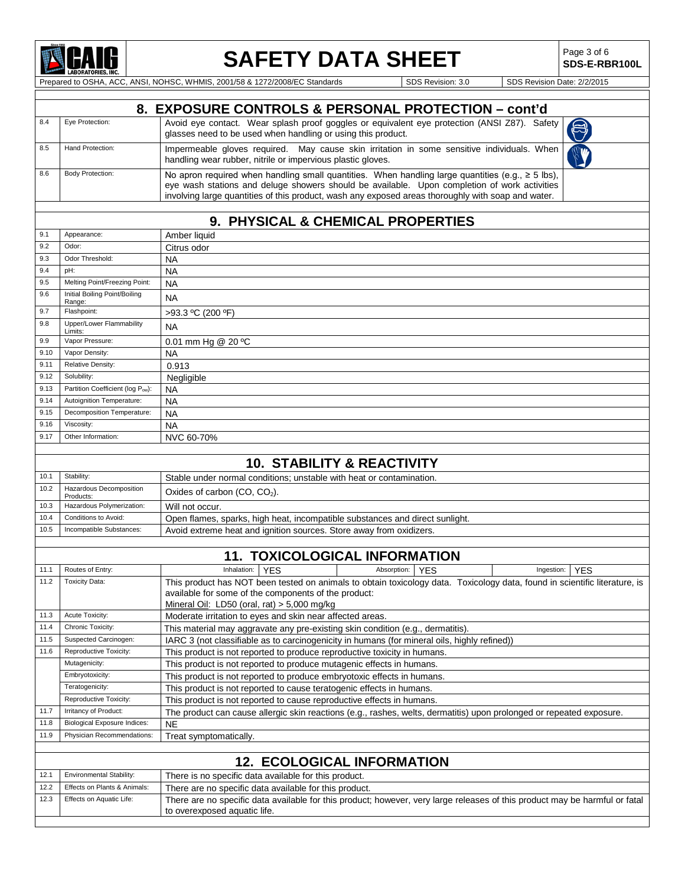## 8. EXPOSURE CONTROLS & PERSONAL PROTECTION – cont'd

| | | |
|---|---|---|
| 8.4 | Eye Protection: | Avoid eye contact. Wear splash proof goggles or equivalent eye protection (ANSI Z87). Safety glasses need to be used when handling or using this product. |
| 8.5 | Hand Protection: | Impermeable gloves required. May cause skin irritation in some sensitive individuals. When handling wear rubber, nitrile or impervious plastic gloves. |
| 8.6 | Body Protection: | No apron required when handling small quantities. When handling large quantities (e.g., ≥ 5 lbs), eye wash stations and deluge showers should be available. Upon completion of work activities involving large quantities of this product, wash any exposed areas thoroughly with soap and water. |

## 9. PHYSICAL & CHEMICAL PROPERTIES

| | | |
|---|---|---|
| 9.1 | Appearance: | Amber liquid |
| 9.2 | Odor: | Citrus odor |
| 9.3 | Odor Threshold: | NA |
| 9.4 | pH: | NA |
| 9.5 | Melting Point/Freezing Point: | NA |
| 9.6 | Initial Boiling Point/Boiling Range: | NA |
| 9.7 | Flashpoint: | >93.3 ºC (200 ºF) |
| 9.8 | Upper/Lower Flammability Limits: | NA |
| 9.9 | Vapor Pressure: | 0.01 mm Hg @ 20 ºC |
| 9.10 | Vapor Density: | NA |
| 9.11 | Relative Density: | 0.913 |
| 9.12 | Solubility: | Negligible |
| 9.13 | Partition Coefficient (log $P_{ow}$): | NA |
| 9.14 | Autoignition Temperature: | NA |
| 9.15 | Decomposition Temperature: | NA |
| 9.16 | Viscosity: | NA |
| 9.17 | Other Information: | NVC 60-70% |

## 10. STABILITY & REACTIVITY

| | | |
|---|---|---|
| 10.1 | Stability: | Stable under normal conditions; unstable with heat or contamination. |
| 10.2 | Hazardous Decomposition Products: | Oxides of carbon (CO, $CO_2$). |
| 10.3 | Hazardous Polymerization: | Will not occur. |
| 10.4 | Conditions to Avoid: | Open flames, sparks, high heat, incompatible substances and direct sunlight. |
| 10.5 | Incompatible Substances: | Avoid extreme heat and ignition sources. Store away from oxidizers. |

## 11. TOXICOLOGICAL INFORMATION

| | | |
|---|---|---|
| 11.1 | Routes of Entry: | Inhalation: YES; Absorption: YES; Ingestion: YES |
| 11.2 | Toxicity Data: | This product has NOT been tested on animals to obtain toxicology data. Toxicology data, found in scientific literature, is available for some of the components of the product: Mineral Oil: LD50 (oral, rat) > 5,000 mg/kg |
| 11.3 | Acute Toxicity: | Moderate irritation to eyes and skin near affected areas. |
| 11.4 | Chronic Toxicity: | This material may aggravate any pre-existing skin condition (e.g., dermatitis). |
| 11.5 | Suspected Carcinogen: | IARC 3 (not classifiable as to carcinogenicity in humans (for mineral oils, highly refined)) |
| 11.6 | Reproductive Toxicity: | This product is not reported to produce reproductive toxicity in humans. |
| | Mutagenicity: | This product is not reported to produce mutagenic effects in humans. |
| | Embryotoxicity: | This product is not reported to produce embryotoxic effects in humans. |
| | Teratogenicity: | This product is not reported to cause teratogenic effects in humans. |
| | Reproductive Toxicity: | This product is not reported to cause reproductive effects in humans. |
| 11.7 | Irritancy of Product: | The product can cause allergic skin reactions (e.g., rashes, welts, dermatitis) upon prolonged or repeated exposure. |
| 11.8 | Biological Exposure Indices: | NE |
| 11.9 | Physician Recommendations: | Treat symptomatically. |

## 12. ECOLOGICAL INFORMATION

| | | |
|---|---|---|
| 12.1 | Environmental Stability: | There is no specific data available for this product. |
| 12.2 | Effects on Plants & Animals: | There are no specific data available for this product. |
| 12.3 | Effects on Aquatic Life: | There are no specific data available for this product; however, very large releases of this product may be harmful or fatal to overexposed aquatic life. |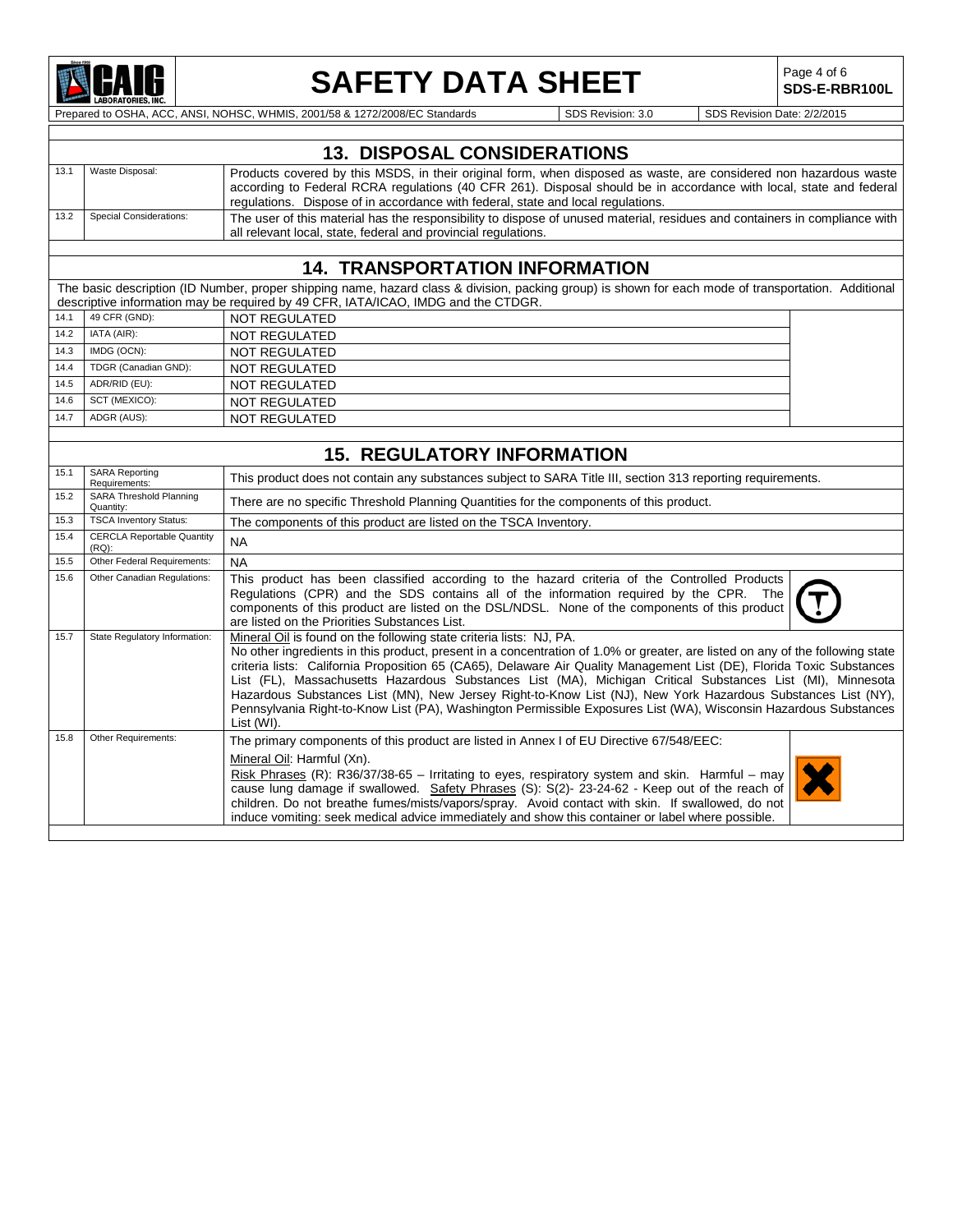## 13. DISPOSAL CONSIDERATIONS

| | | |
|---|---|---|
| 13.1 | Waste Disposal: | Products covered by this MSDS, in their original form, when disposed as waste, are considered non hazardous waste according to Federal RCRA regulations (40 CFR 261). Disposal should be in accordance with local, state and federal regulations. Dispose of in accordance with federal, state and local regulations. |
| 13.2 | Special Considerations: | The user of this material has the responsibility to dispose of unused material, residues and containers in compliance with all relevant local, state, federal and provincial regulations. |

## 14. TRANSPORTATION INFORMATION

The basic description (ID Number, proper shipping name, hazard class & division, packing group) is shown for each mode of transportation. Additional descriptive information may be required by 49 CFR, IATA/ICAO, IMDG and the CTDGR.

| | | |
|---|---|---|
| 14.1 | 49 CFR (GND): | NOT REGULATED |
| 14.2 | IATA (AIR): | NOT REGULATED |
| 14.3 | IMDG (OCN): | NOT REGULATED |
| 14.4 | TDGR (Canadian GND): | NOT REGULATED |
| 14.5 | ADR/RID (EU): | NOT REGULATED |
| 14.6 | SCT (MEXICO): | NOT REGULATED |
| 14.7 | ADGR (AUS): | NOT REGULATED |

## 15. REGULATORY INFORMATION

| | | |
|---|---|---|
| 15.1 | SARA Reporting Requirements: | This product does not contain any substances subject to SARA Title III, section 313 reporting requirements. |
| 15.2 | SARA Threshold Planning Quantity: | There are no specific Threshold Planning Quantities for the components of this product. |
| 15.3 | TSCA Inventory Status: | The components of this product are listed on the TSCA Inventory. |
| 15.4 | CERCLA Reportable Quantity (RQ): | NA |
| 15.5 | Other Federal Requirements: | NA |
| 15.6 | Other Canadian Regulations: | This product has been classified according to the hazard criteria of the Controlled Products Regulations (CPR) and the SDS contains all of the information required by the CPR. The components of this product are listed on the DSL/NDSL. None of the components of this product are listed on the Priorities Substances List. |
| 15.7 | State Regulatory Information: | Mineral Oil is found on the following state criteria lists: NJ, PA. No other ingredients in this product, present in a concentration of 1.0% or greater, are listed on any of the following state criteria lists: California Proposition 65 (CA65), Delaware Air Quality Management List (DE), Florida Toxic Substances List (FL), Massachusetts Hazardous Substances List (MA), Michigan Critical Substances List (MI), Minnesota Hazardous Substances List (MN), New Jersey Right-to-Know List (NJ), New York Hazardous Substances List (NY), Pennsylvania Right-to-Know List (PA), Washington Permissible Exposures List (WA), Wisconsin Hazardous Substances List (WI). |
| 15.8 | Other Requirements: | The primary components of this product are listed in Annex I of EU Directive 67/548/EEC: Mineral Oil: Harmful (Xn). Risk Phrases (R): R36/37/38-65 – Irritating to eyes, respiratory system and skin. Harmful – may cause lung damage if swallowed. Safety Phrases (S): S(2)- 23-24-62 - Keep out of the reach of children. Do not breathe fumes/mists/vapors/spray. Avoid contact with skin. If swallowed, do not induce vomiting: seek medical advice immediately and show this container or label where possible. |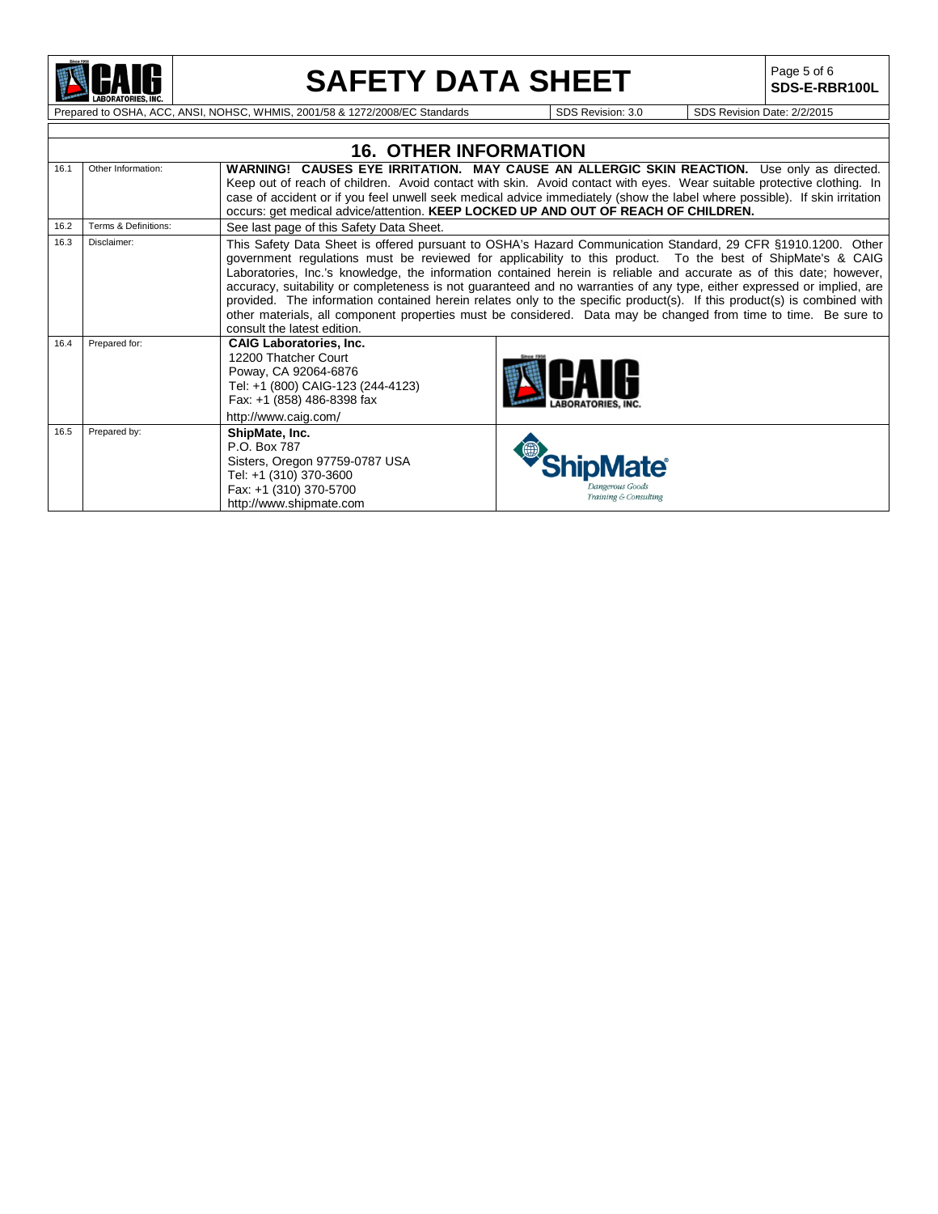## 16. OTHER INFORMATION

| | | |
|---|---|---|
| 16.1 | Other Information: | **WARNING! CAUSES EYE IRRITATION. MAY CAUSE AN ALLERGIC SKIN REACTION.** Use only as directed. Keep out of reach of children. Avoid contact with skin. Avoid contact with eyes. Wear suitable protective clothing. In case of accident or if you feel unwell seek medical advice immediately (show the label where possible). If skin irritation occurs: get medical advice/attention. **KEEP LOCKED UP AND OUT OF REACH OF CHILDREN.** |
| 16.2 | Terms & Definitions: | See last page of this Safety Data Sheet. |
| 16.3 | Disclaimer: | This Safety Data Sheet is offered pursuant to OSHA's Hazard Communication Standard, 29 CFR §1910.1200. Other government regulations must be reviewed for applicability to this product. To the best of ShipMate's & CAIG Laboratories, Inc.'s knowledge, the information contained herein is reliable and accurate as of this date; however, accuracy, suitability or completeness is not guaranteed and no warranties of any type, either expressed or implied, are provided. The information contained herein relates only to the specific product(s). If this product(s) is combined with other materials, all component properties must be considered. Data may be changed from time to time. Be sure to consult the latest edition. |
| 16.4 | Prepared for: | **CAIG Laboratories, Inc.**<br>12200 Thatcher Court<br>Poway, CA 92064-6876<br>Tel: +1 (800) CAIG-123 (244-4123)<br>Fax: +1 (858) 486-8398 fax<br>http://www.caig.com/ |
| 16.5 | Prepared by: | **ShipMate, Inc.**<br>P.O. Box 787<br>Sisters, Oregon 97759-0787 USA<br>Tel: +1 (310) 370-3600<br>Fax: +1 (310) 370-5700<br>http://www.shipmate.com |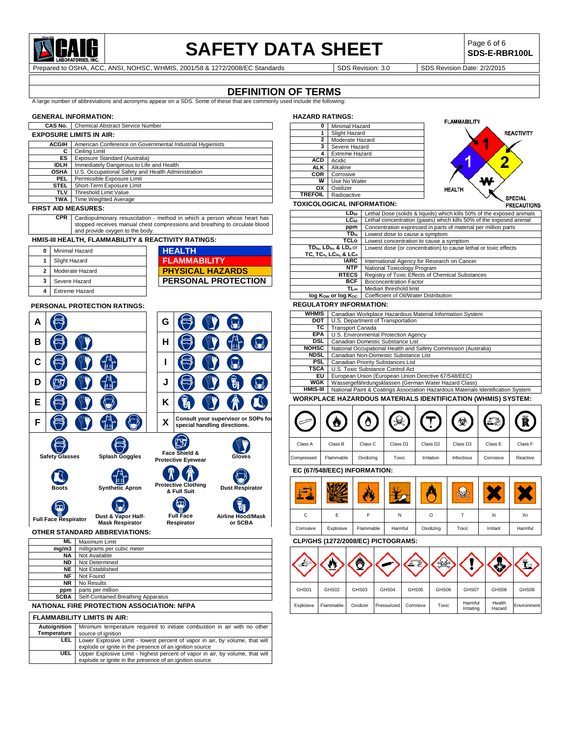# SAFETY DATA SHEET

SDS-E-RBR100L

Prepared to OSHA, ACC, ANSI, NOHSC, WHMIS, 2001/58 & 1272/2008/EC Standards | SDS Revision: 3.0 | SDS Revision Date: 2/2/2015

## DEFINITION OF TERMS

A large number of abbreviations and acronyms appear on a SDS. Some of these that are commonly used include the following:

### GENERAL INFORMATION:

| | |
|---|---|
| CAS No. | Chemical Abstract Service Number |

### EXPOSURE LIMITS IN AIR:

| | |
|---|---|
| ACGIH | American Conference on Governmental Industrial Hygienists |
| C | Ceiling Limit |
| ES | Exposure Standard (Australia) |
| IDLH | Immediately Dangerous to Life and Health |
| OSHA | U.S. Occupational Safety and Health Administration |
| PEL | Permissible Exposure Limit |
| STEL | Short-Term Exposure Limit |
| TLV | Threshold Limit Value |
| TWA | Time Weighted Average |

### FIRST AID MEASURES:

| | |
|---|---|
| CPR | Cardiopulmonary resuscitation - method in which a person whose heart has stopped receives manual chest compressions and breathing to circulate blood and provide oxygen to the body. |

### HMIS-III HEALTH, FLAMMABILITY & REACTIVITY RATINGS:

| | |
|---|---|
| 0 | Minimal Hazard |
| 1 | Slight Hazard |
| 2 | Moderate Hazard |
| 3 | Severe Hazard |
| 4 | Extreme Hazard |

HEALTH
FLAMMABILITY
PHYSICAL HAZARDS
PERSONAL PROTECTION

### PERSONAL PROTECTION RATINGS:

A
B
C
D
E
F
G
H
I
J
K
X — Consult your supervisor or SOPs for special handling directions.

Safety Glasses
Splash Goggles
Face Shield & Protective Eyewear
Gloves
Boots
Synthetic Apron
Protective Clothing & Full Suit
Dust Respirator
Full Face Respirator
Dust & Vapor Half-Mask Respirator
Full Face Respirator
Airline Hood/Mask or SCBA

### OTHER STANDARD ABBREVIATIONS:

| | |
|---|---|
| ML | Maximum Limit |
| mg/m3 | milligrams per cubic meter |
| NA | Not Available |
| ND | Not Determined |
| NE | Not Established |
| NF | Not Found |
| NR | No Results |
| ppm | parts per million |
| SCBA | Self-Contained Breathing Apparatus |

### NATIONAL FIRE PROTECTION ASSOCIATION: NFPA

#### FLAMMABILITY LIMITS IN AIR:

| | |
|---|---|
| Autoignition Temperature | Minimum temperature required to initiate combustion in air with no other source of ignition |
| LEL | Lower Explosive Limit - lowest percent of vapor in air, by volume, that will explode or ignite in the presence of an ignition source |
| UEL | Upper Explosive Limit - highest percent of vapor in air, by volume, that will explode or ignite in the presence of an ignition source |

### HAZARD RATINGS:

| | |
|---|---|
| 0 | Minimal Hazard |
| 1 | Slight Hazard |
| 2 | Moderate Hazard |
| 3 | Severe Hazard |
| 4 | Extreme Hazard |
| ACD | Acidic |
| ALK | Alkaline |
| COR | Corrosive |
| W | Use No Water |
| OX | Oxidizer |
| TREFOIL | Radioactive |

FLAMMABILITY
REACTIVITY
HEALTH
SPECIAL PRECAUTIONS
1
1
2
W

### TOXICOLOGICAL INFORMATION:

| | |
|---|---|
| $LD_{50}$ | Lethal Dose (solids & liquids) which kills 50% of the exposed animals |
| $LC_{50}$ | Lethal concentration (gases) which kills 50% of the exposed animal |
| ppm | Concentration expressed in parts of material per million parts |
| $TD_{lo}$ | Lowest dose to cause a symptom |
| $TCL_o$ | Lowest concentration to cause a symptom |
| $TD_{lo}$, $LD_{lo}$, & $LD_o$ or TC, $TC_o$, $LC_{lo}$, & $LC_o$ | Lowest dose (or concentration) to cause lethal or toxic effects |
| IARC | International Agency for Research on Cancer |
| NTP | National Toxicology Program |
| RTECS | Registry of Toxic Effects of Chemical Substances |
| BCF | Bioconcentration Factor |
| $TL_m$ | Median threshold limit |
| log $K_{OW}$ or log $K_{OC}$ | Coefficient of Oil/Water Distribution |

### REGULATORY INFORMATION:

| | |
|---|---|
| WHMIS | Canadian Workplace Hazardous Material Information System |
| DOT | U.S. Department of Transportation |
| TC | Transport Canada |
| EPA | U.S. Environmental Protection Agency |
| DSL | Canadian Domestic Substance List |
| NOHSC | National Occupational Health and Safety Commission (Australia) |
| NDSL | Canadian Non-Domestic Substance List |
| PSL | Canadian Priority Substances List |
| TSCA | U.S. Toxic Substance Control Act |
| EU | European Union (European Union Directive 67/548/EEC) |
| WGK | Wassergefährdungsklassen (German Water Hazard Class) |
| HMIS-III | National Paint & Coatings Association Hazardous Materials Identification System |

### WORKPLACE HAZARDOUS MATERIALS IDENTIFICATION (WHMIS) SYSTEM:

| | | | | | | | |
|---|---|---|---|---|---|---|---|
| Class A | Class B | Class C | Class D1 | Class D2 | Class D3 | Class E | Class F |
| Compressed | Flammable | Oxidizing | Toxic | Irritation | Infectious | Corrosive | Reactive |

### EC (67/548/EEC) INFORMATION:

| | | | | | | | |
|---|---|---|---|---|---|---|---|
| C | E | F | N | O | T | Xi | Xn |
| Corrosive | Explosive | Flammable | Harmful | Oxidizing | Toxic | Irritant | Harmful |

### CLP/GHS (1272/2008/EC) PICTOGRAMS:

| | | | | | | | | |
|---|---|---|---|---|---|---|---|---|
| GHS01 | GHS02 | GHS03 | GHS04 | GHS05 | GHS06 | GHS07 | GHS08 | GHS09 |
| Explosive | Flammable | Oxidizer | Pressurized | Corrosive | Toxic | Harmful Irritating | Health Hazard | Environment |